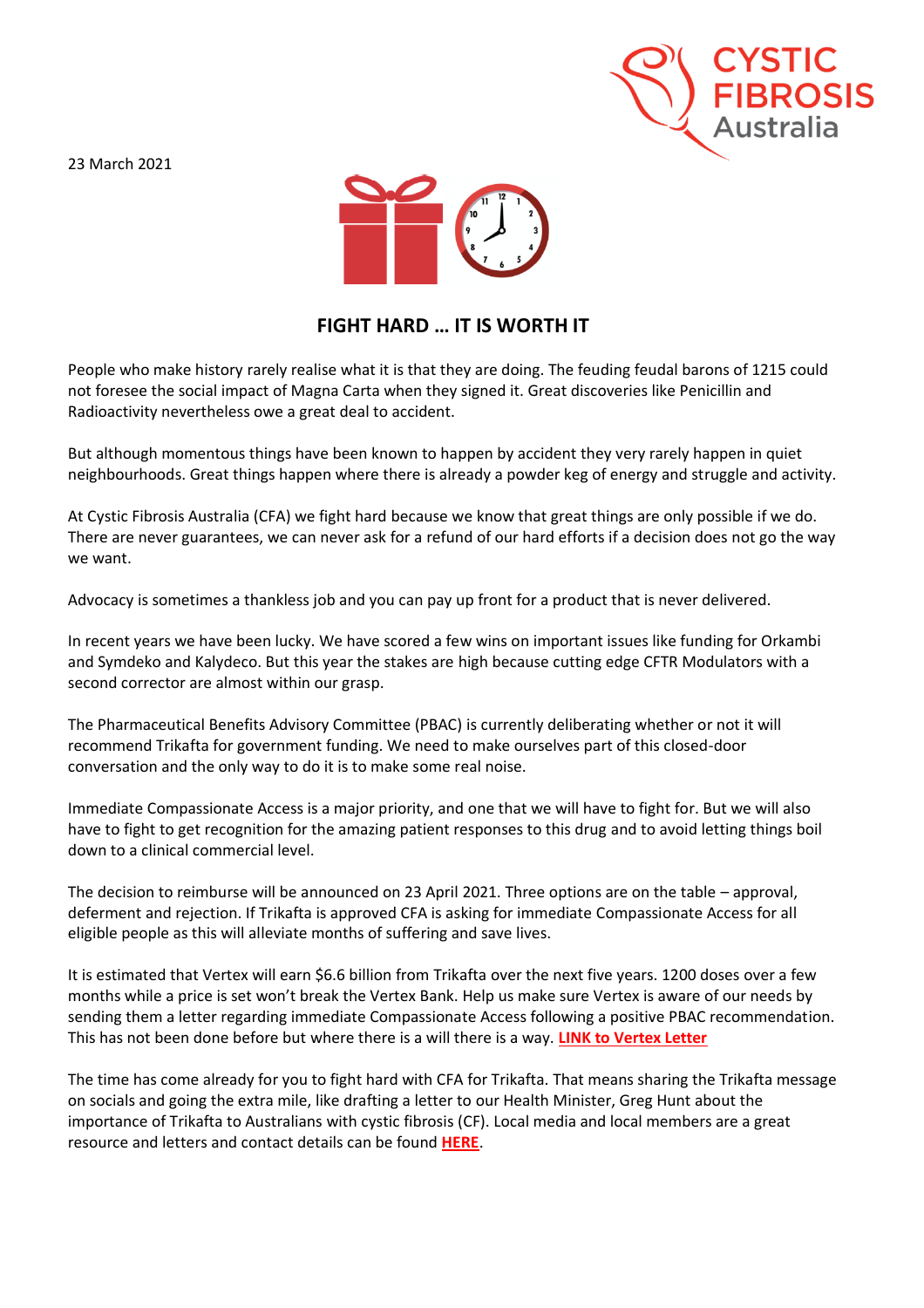23 March 2021

## FIGHT HARD … IT IS WORTH IT

People who make history rarely realise what it is that they are doing. The feuding feudal barons of 1215 could not foresee the social impact of Magna Carta when they signed it. Great discoveries like Penicillin and Radioactivity nevertheless owe a great deal to accident.

But although momentous things have been known to happen by accident they very rarely happen in quiet neighbourhoods. Great things happen where there is already a powder keg of energy and struggle and activity.

At Cystic Fibrosis Australia (CFA) we fight hard because we know that great things are only possible if we do. There are never guarantees, we can never ask for a refund of our hard efforts if a decision does not go the way we want.

Advocacy is sometimes a thankless job and you can pay up front for a product that is never delivered.

In recent years we have been lucky. We have scored a few wins on important issues like funding for Orkambi and Symdeko and Kalydeco. But this year the stakes are high because cutting edge CFTR Modulators with a second corrector are almost within our grasp.

The Pharmaceutical Benefits Advisory Committee (PBAC) is currently deliberating whether or not it will recommend Trikafta for government funding. We need to make ourselves part of this closed-door conversation and the only way to do it is to make some real noise.

Immediate Compassionate Access is a major priority, and one that we will have to fight for. But we will also have to fight to get recognition for the amazing patient responses to this drug and to avoid letting things boil down to a clinical commercial level.

The decision to reimburse will be announced on 23 April 2021. Three options are on the table – approval, deferment and rejection. If Trikafta is approved CFA is asking for immediate Compassionate Access for all eligible people as this will alleviate months of suffering and save lives.

It is estimated that Vertex will earn $6.6 billion from Trikafta over the next five years. 1200 doses over a few months while a price is set won't break the Vertex Bank. Help us make sure Vertex is aware of our needs by sending them a letter regarding immediate Compassionate Access following a positive PBAC recommendation. This has not been done before but where there is a will there is a way. **LINK to Vertex Letter**

The time has come already for you to fight hard with CFA for Trikafta. That means sharing the Trikafta message on socials and going the extra mile, like drafting a letter to our Health Minister, Greg Hunt about the importance of Trikafta to Australians with cystic fibrosis (CF). Local media and local members are a great resource and letters and contact details can be found **HERE**.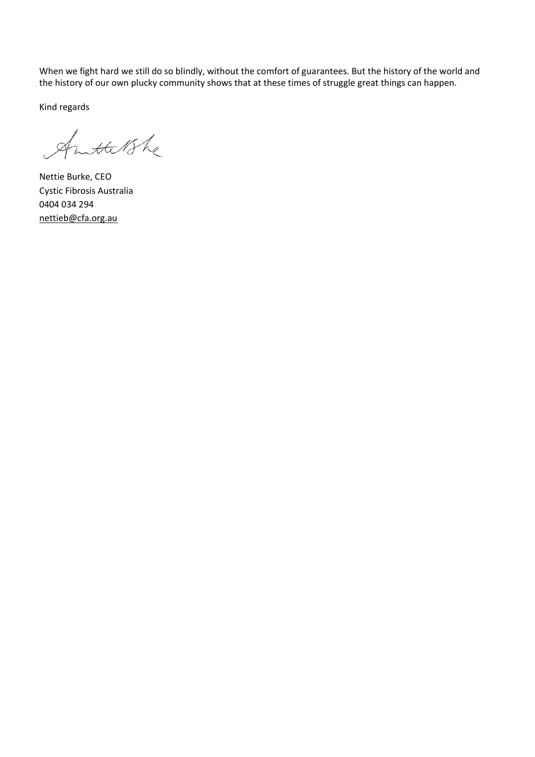When we fight hard we still do so blindly, without the comfort of guarantees. But the history of the world and the history of our own plucky community shows that at these times of struggle great things can happen.

Kind regards

Nettie Burke, CEO
Cystic Fibrosis Australia
0404 034 294
nettieb@cfa.org.au